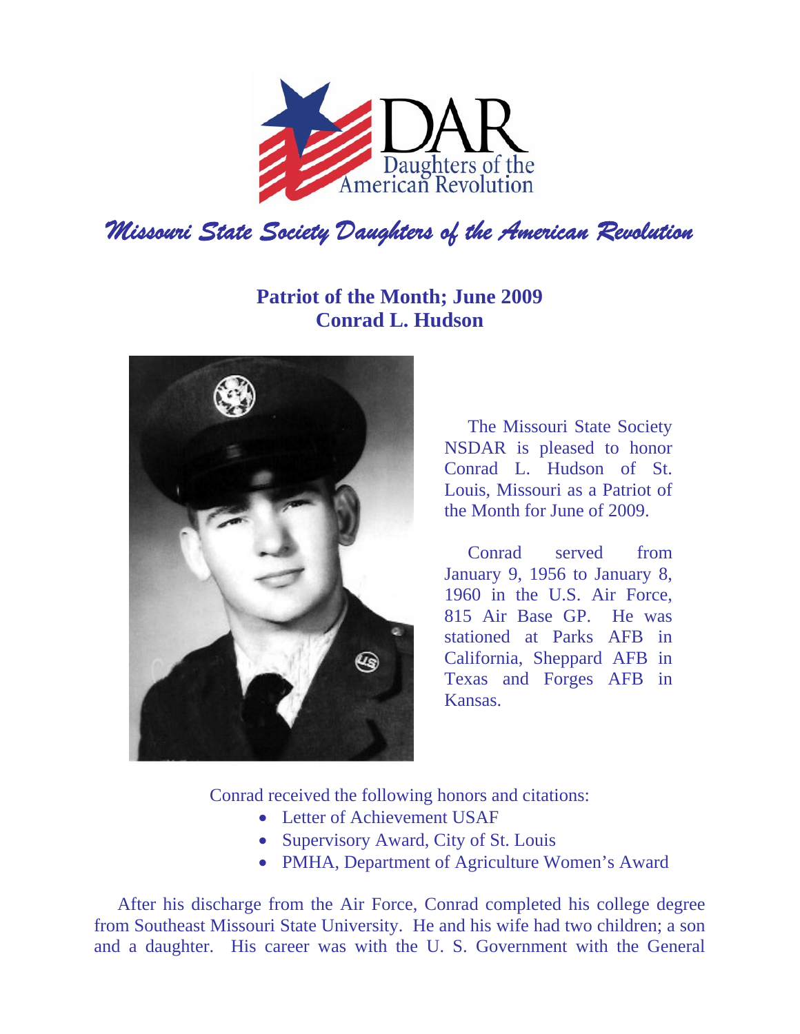DAR
Daughters of the American Revolution

*Missouri State Society Daughters of the American Revolution*

## Patriot of the Month; June 2009
## Conrad L. Hudson

The Missouri State Society NSDAR is pleased to honor Conrad L. Hudson of St. Louis, Missouri as a Patriot of the Month for June of 2009.

Conrad served from January 9, 1956 to January 8, 1960 in the U.S. Air Force, 815 Air Base GP. He was stationed at Parks AFB in California, Sheppard AFB in Texas and Forges AFB in Kansas.

Conrad received the following honors and citations:

- Letter of Achievement USAF
- Supervisory Award, City of St. Louis
- PMHA, Department of Agriculture Women's Award

After his discharge from the Air Force, Conrad completed his college degree from Southeast Missouri State University. He and his wife had two children; a son and a daughter. His career was with the U. S. Government with the General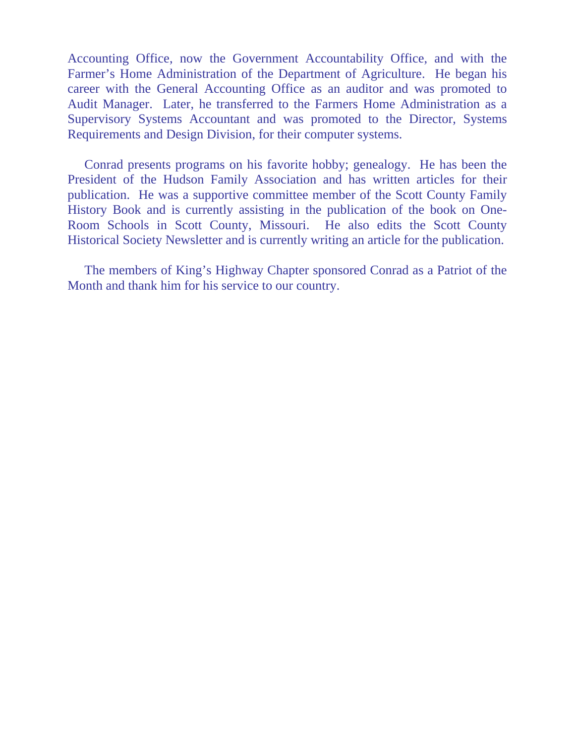Accounting Office, now the Government Accountability Office, and with the Farmer's Home Administration of the Department of Agriculture. He began his career with the General Accounting Office as an auditor and was promoted to Audit Manager. Later, he transferred to the Farmers Home Administration as a Supervisory Systems Accountant and was promoted to the Director, Systems Requirements and Design Division, for their computer systems.

Conrad presents programs on his favorite hobby; genealogy. He has been the President of the Hudson Family Association and has written articles for their publication. He was a supportive committee member of the Scott County Family History Book and is currently assisting in the publication of the book on One-Room Schools in Scott County, Missouri. He also edits the Scott County Historical Society Newsletter and is currently writing an article for the publication.

The members of King's Highway Chapter sponsored Conrad as a Patriot of the Month and thank him for his service to our country.